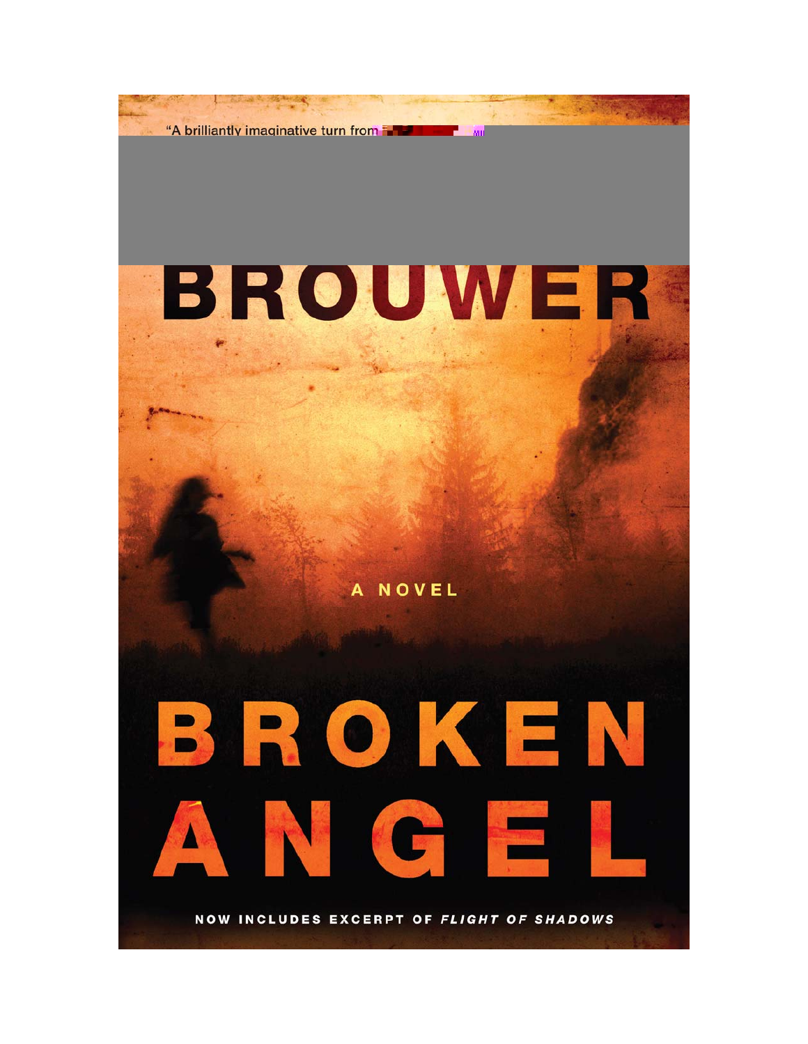"A brilliantly imaginative turn from

BROUWER

A NOVEL

# BROKEN ANGEL

NOW INCLUDES EXCERPT OF *FLIGHT OF SHADOWS*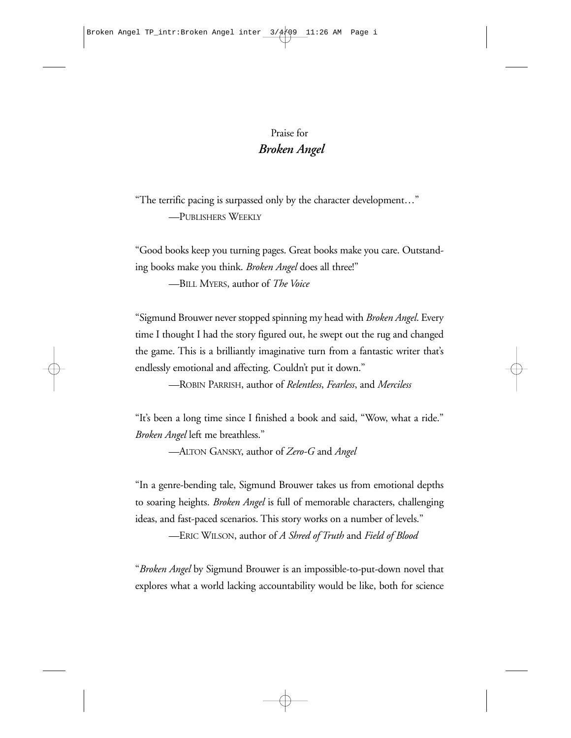# Praise for *Broken Angel*

"The terrific pacing is surpassed only by the character development…"

—PUBLISHERS WEEKLY

"Good books keep you turning pages. Great books make you care. Outstanding books make you think. *Broken Angel* does all three!"

—BILL MYERS, author of *The Voice*

"Sigmund Brouwer never stopped spinning my head with *Broken Angel*. Every time I thought I had the story figured out, he swept out the rug and changed the game. This is a brilliantly imaginative turn from a fantastic writer that's endlessly emotional and affecting. Couldn't put it down."

—ROBIN PARRISH, author of *Relentless*, *Fearless*, and *Merciless*

"It's been a long time since I finished a book and said, "Wow, what a ride." *Broken Angel* left me breathless."

—ALTON GANSKY, author of *Zero-G* and *Angel*

"In a genre-bending tale, Sigmund Brouwer takes us from emotional depths to soaring heights. *Broken Angel* is full of memorable characters, challenging ideas, and fast-paced scenarios. This story works on a number of levels."

—ERIC WILSON, author of *A Shred of Truth* and *Field of Blood*

"*Broken Angel* by Sigmund Brouwer is an impossible-to-put-down novel that explores what a world lacking accountability would be like, both for science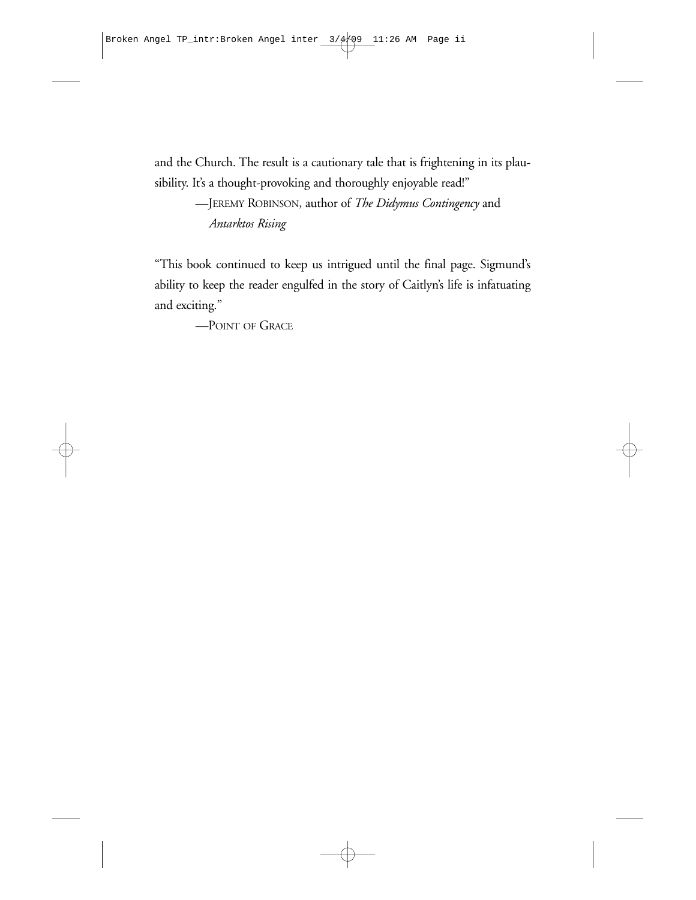and the Church. The result is a cautionary tale that is frightening in its plausibility. It's a thought-provoking and thoroughly enjoyable read!"

—Jeremy Robinson, author of *The Didymus Contingency* and *Antarktos Rising*

"This book continued to keep us intrigued until the final page. Sigmund's ability to keep the reader engulfed in the story of Caitlyn's life is infatuating and exciting."

—Point of Grace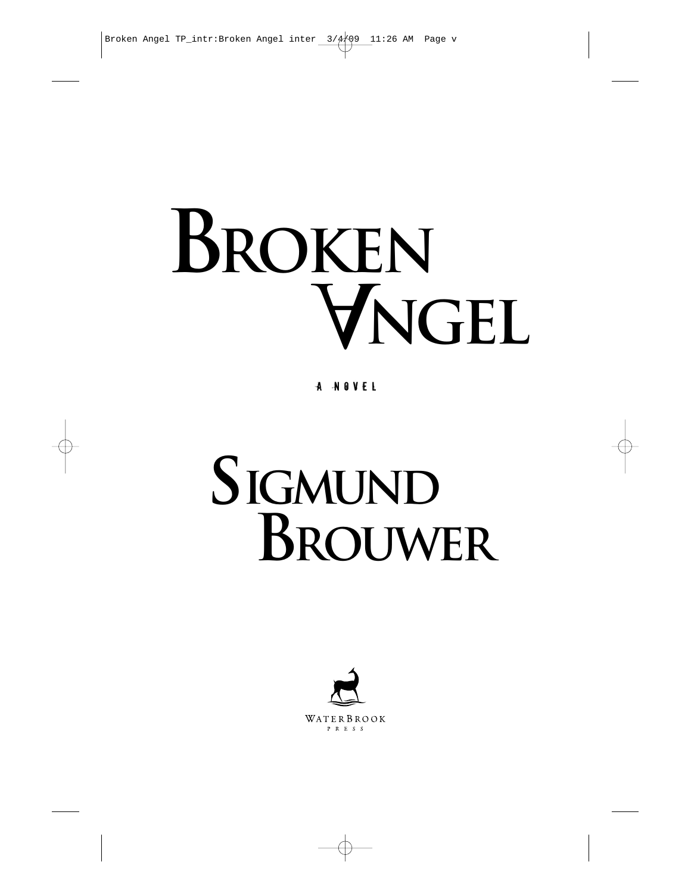# Broken Angel

A NOVEL

## Sigmund Brouwer

WaterBrook Press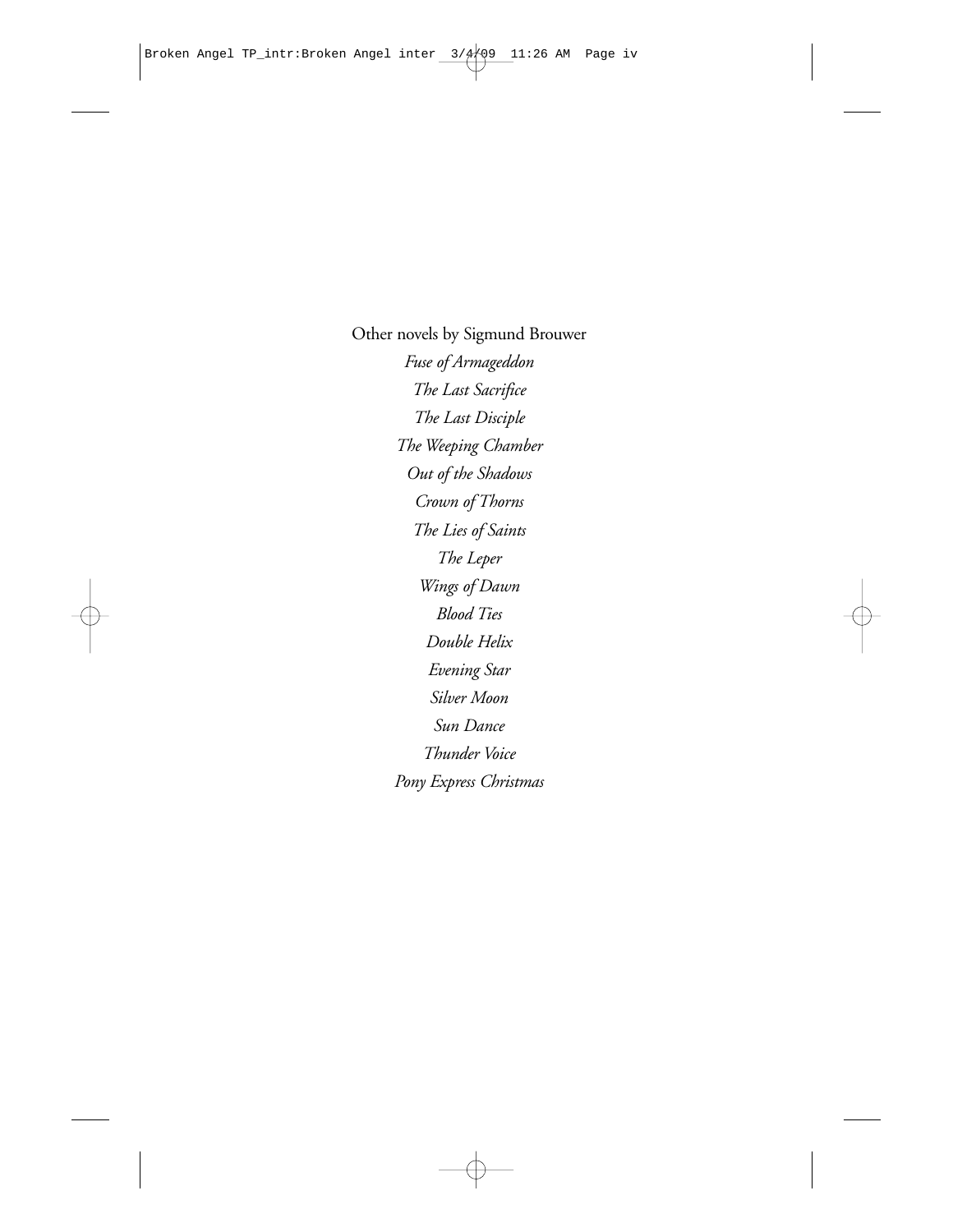Other novels by Sigmund Brouwer

*Fuse of Armageddon*

*The Last Sacrifice*

*The Last Disciple*

*The Weeping Chamber*

*Out of the Shadows*

*Crown of Thorns*

*The Lies of Saints*

*The Leper*

*Wings of Dawn*

*Blood Ties*

*Double Helix*

*Evening Star*

*Silver Moon*

*Sun Dance*

*Thunder Voice*

*Pony Express Christmas*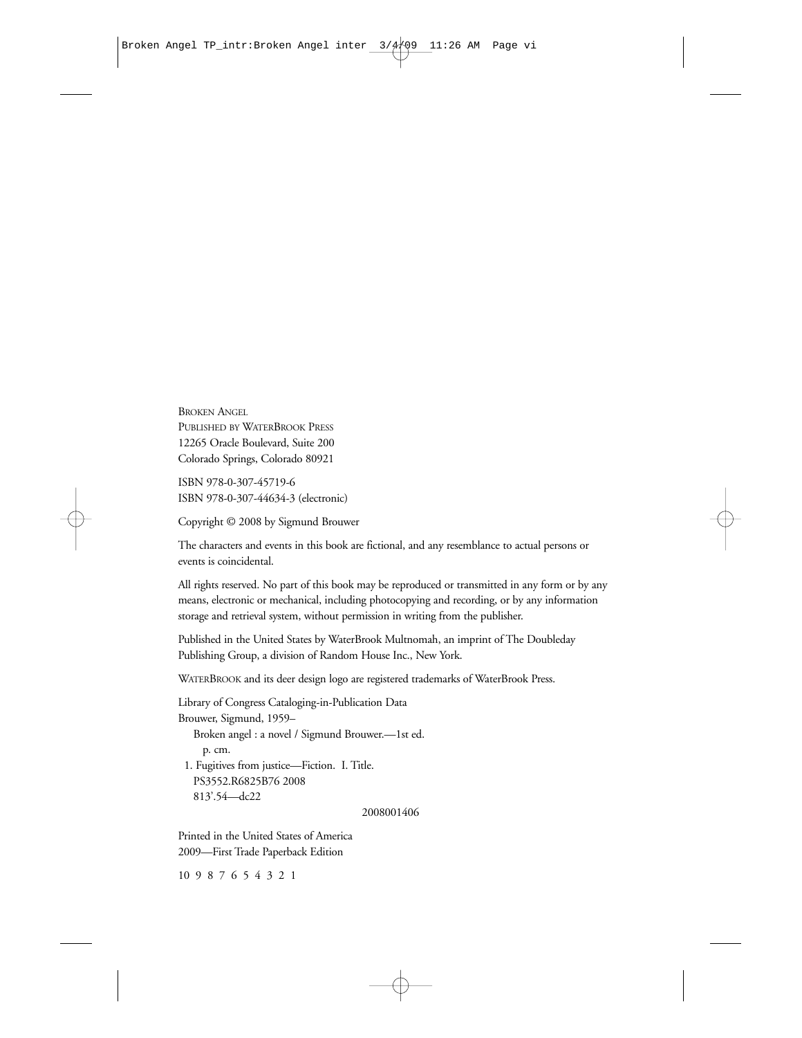BROKEN ANGEL
PUBLISHED BY WATERBROOK PRESS
12265 Oracle Boulevard, Suite 200
Colorado Springs, Colorado 80921

ISBN 978-0-307-45719-6
ISBN 978-0-307-44634-3 (electronic)

Copyright © 2008 by Sigmund Brouwer

The characters and events in this book are fictional, and any resemblance to actual persons or events is coincidental.

All rights reserved. No part of this book may be reproduced or transmitted in any form or by any means, electronic or mechanical, including photocopying and recording, or by any information storage and retrieval system, without permission in writing from the publisher.

Published in the United States by WaterBrook Multnomah, an imprint of The Doubleday Publishing Group, a division of Random House Inc., New York.

WATERBROOK and its deer design logo are registered trademarks of WaterBrook Press.

Library of Congress Cataloging-in-Publication Data
Brouwer, Sigmund, 1959–
Broken angel : a novel / Sigmund Brouwer.—1st ed.
p. cm.
1. Fugitives from justice—Fiction. I. Title.
PS3552.R6825B76 2008
813'.54—dc22

2008001406

Printed in the United States of America
2009—First Trade Paperback Edition

10 9 8 7 6 5 4 3 2 1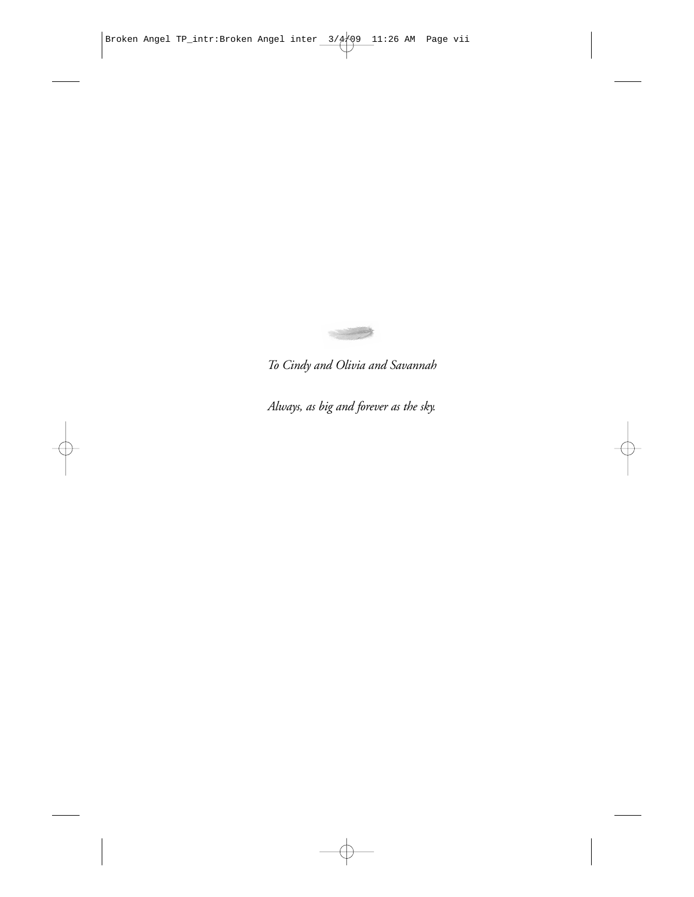*To Cindy and Olivia and Savannah*

*Always, as big and forever as the sky.*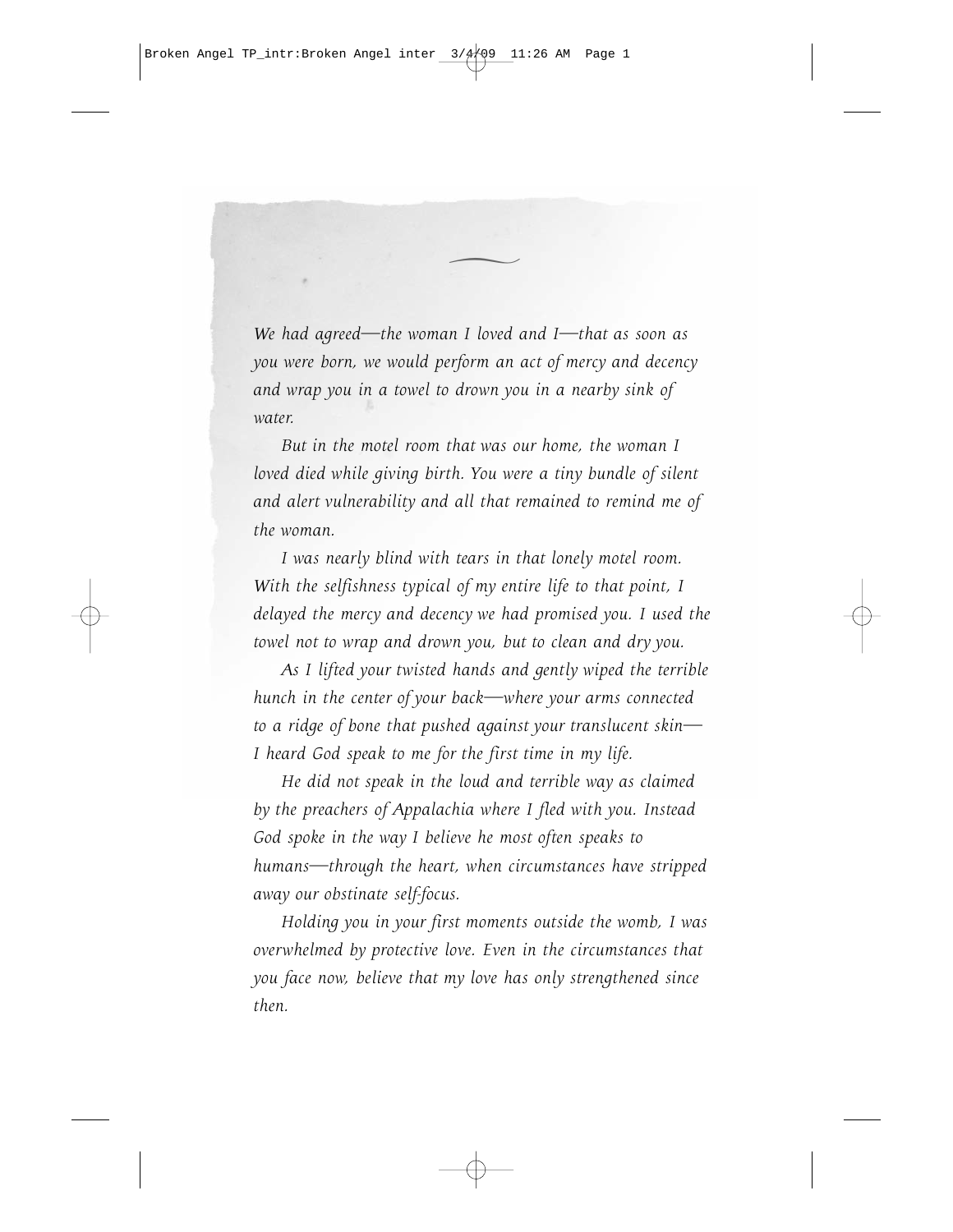*We had agreed—the woman I loved and I—that as soon as you were born, we would perform an act of mercy and decency and wrap you in a towel to drown you in a nearby sink of water.*

*But in the motel room that was our home, the woman I loved died while giving birth. You were a tiny bundle of silent and alert vulnerability and all that remained to remind me of the woman.*

*I was nearly blind with tears in that lonely motel room. With the selfishness typical of my entire life to that point, I delayed the mercy and decency we had promised you. I used the towel not to wrap and drown you, but to clean and dry you.*

*As I lifted your twisted hands and gently wiped the terrible hunch in the center of your back—where your arms connected to a ridge of bone that pushed against your translucent skin—I heard God speak to me for the first time in my life.*

*He did not speak in the loud and terrible way as claimed by the preachers of Appalachia where I fled with you. Instead God spoke in the way I believe he most often speaks to humans—through the heart, when circumstances have stripped away our obstinate self-focus.*

*Holding you in your first moments outside the womb, I was overwhelmed by protective love. Even in the circumstances that you face now, believe that my love has only strengthened since then.*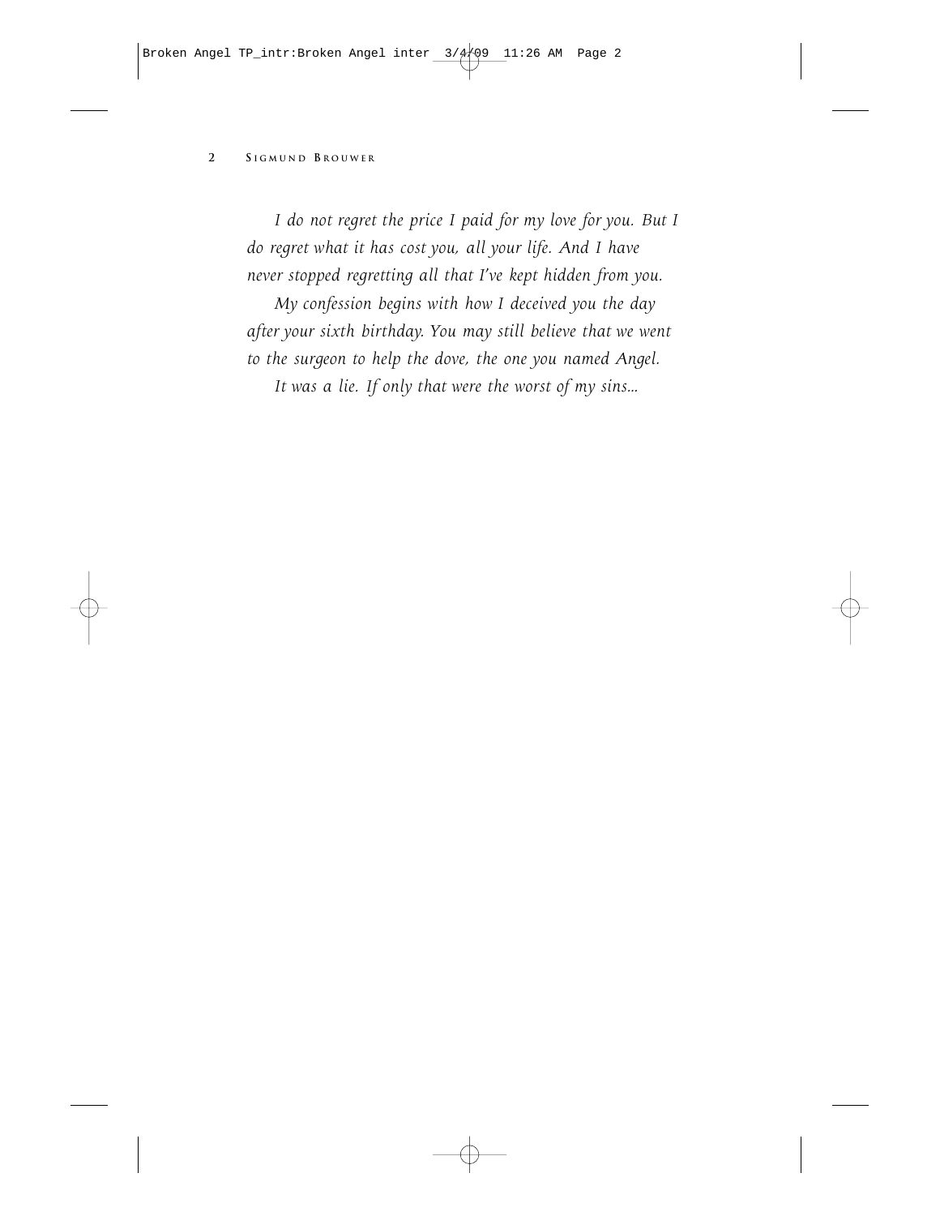*I do not regret the price I paid for my love for you. But I do regret what it has cost you, all your life. And I have never stopped regretting all that I've kept hidden from you.*

*My confession begins with how I deceived you the day after your sixth birthday. You may still believe that we went to the surgeon to help the dove, the one you named Angel.*

*It was a lie. If only that were the worst of my sins…*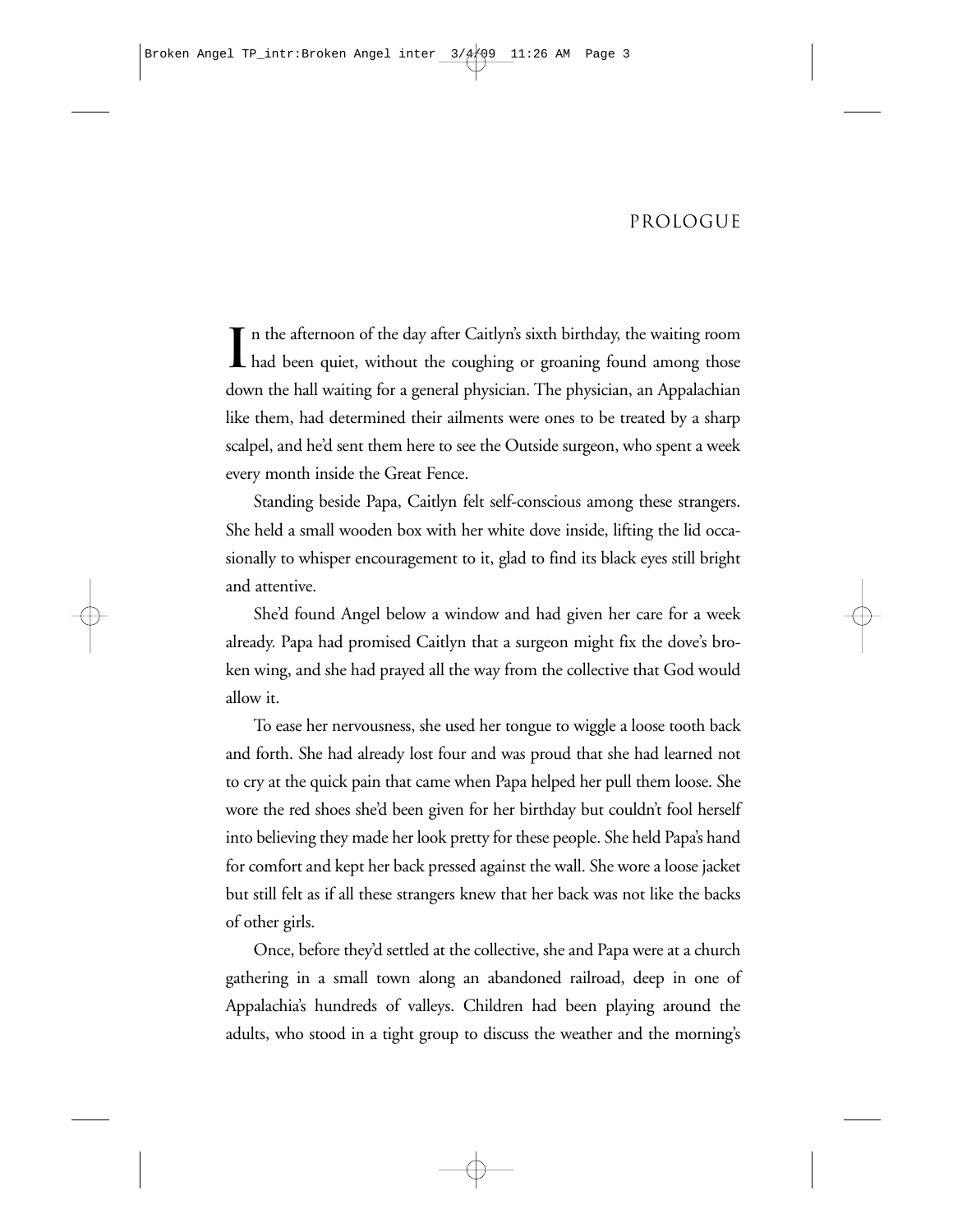# PROLOGUE

In the afternoon of the day after Caitlyn's sixth birthday, the waiting room had been quiet, without the coughing or groaning found among those down the hall waiting for a general physician. The physician, an Appalachian like them, had determined their ailments were ones to be treated by a sharp scalpel, and he'd sent them here to see the Outside surgeon, who spent a week every month inside the Great Fence.

Standing beside Papa, Caitlyn felt self-conscious among these strangers. She held a small wooden box with her white dove inside, lifting the lid occasionally to whisper encouragement to it, glad to find its black eyes still bright and attentive.

She'd found Angel below a window and had given her care for a week already. Papa had promised Caitlyn that a surgeon might fix the dove's broken wing, and she had prayed all the way from the collective that God would allow it.

To ease her nervousness, she used her tongue to wiggle a loose tooth back and forth. She had already lost four and was proud that she had learned not to cry at the quick pain that came when Papa helped her pull them loose. She wore the red shoes she'd been given for her birthday but couldn't fool herself into believing they made her look pretty for these people. She held Papa's hand for comfort and kept her back pressed against the wall. She wore a loose jacket but still felt as if all these strangers knew that her back was not like the backs of other girls.

Once, before they'd settled at the collective, she and Papa were at a church gathering in a small town along an abandoned railroad, deep in one of Appalachia's hundreds of valleys. Children had been playing around the adults, who stood in a tight group to discuss the weather and the morning's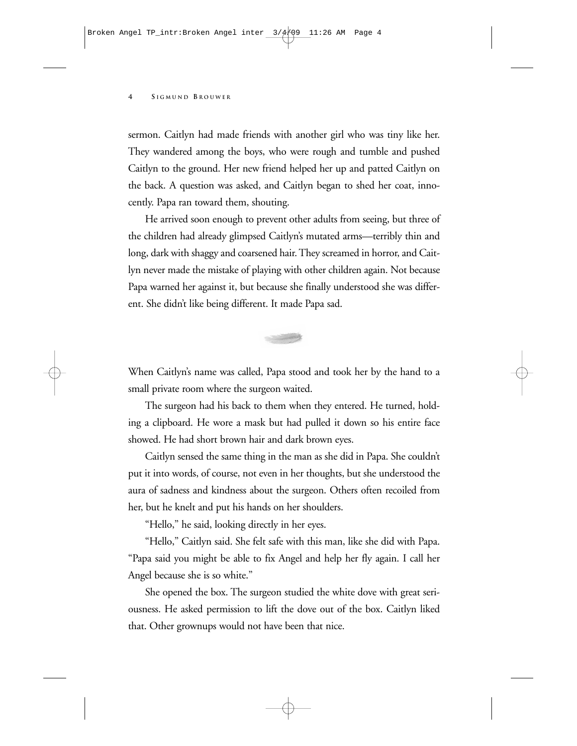sermon. Caitlyn had made friends with another girl who was tiny like her. They wandered among the boys, who were rough and tumble and pushed Caitlyn to the ground. Her new friend helped her up and patted Caitlyn on the back. A question was asked, and Caitlyn began to shed her coat, innocently. Papa ran toward them, shouting.

He arrived soon enough to prevent other adults from seeing, but three of the children had already glimpsed Caitlyn's mutated arms—terribly thin and long, dark with shaggy and coarsened hair. They screamed in horror, and Caitlyn never made the mistake of playing with other children again. Not because Papa warned her against it, but because she finally understood she was different. She didn't like being different. It made Papa sad.

When Caitlyn's name was called, Papa stood and took her by the hand to a small private room where the surgeon waited.

The surgeon had his back to them when they entered. He turned, holding a clipboard. He wore a mask but had pulled it down so his entire face showed. He had short brown hair and dark brown eyes.

Caitlyn sensed the same thing in the man as she did in Papa. She couldn't put it into words, of course, not even in her thoughts, but she understood the aura of sadness and kindness about the surgeon. Others often recoiled from her, but he knelt and put his hands on her shoulders.

"Hello," he said, looking directly in her eyes.

"Hello," Caitlyn said. She felt safe with this man, like she did with Papa. "Papa said you might be able to fix Angel and help her fly again. I call her Angel because she is so white."

She opened the box. The surgeon studied the white dove with great seriousness. He asked permission to lift the dove out of the box. Caitlyn liked that. Other grownups would not have been that nice.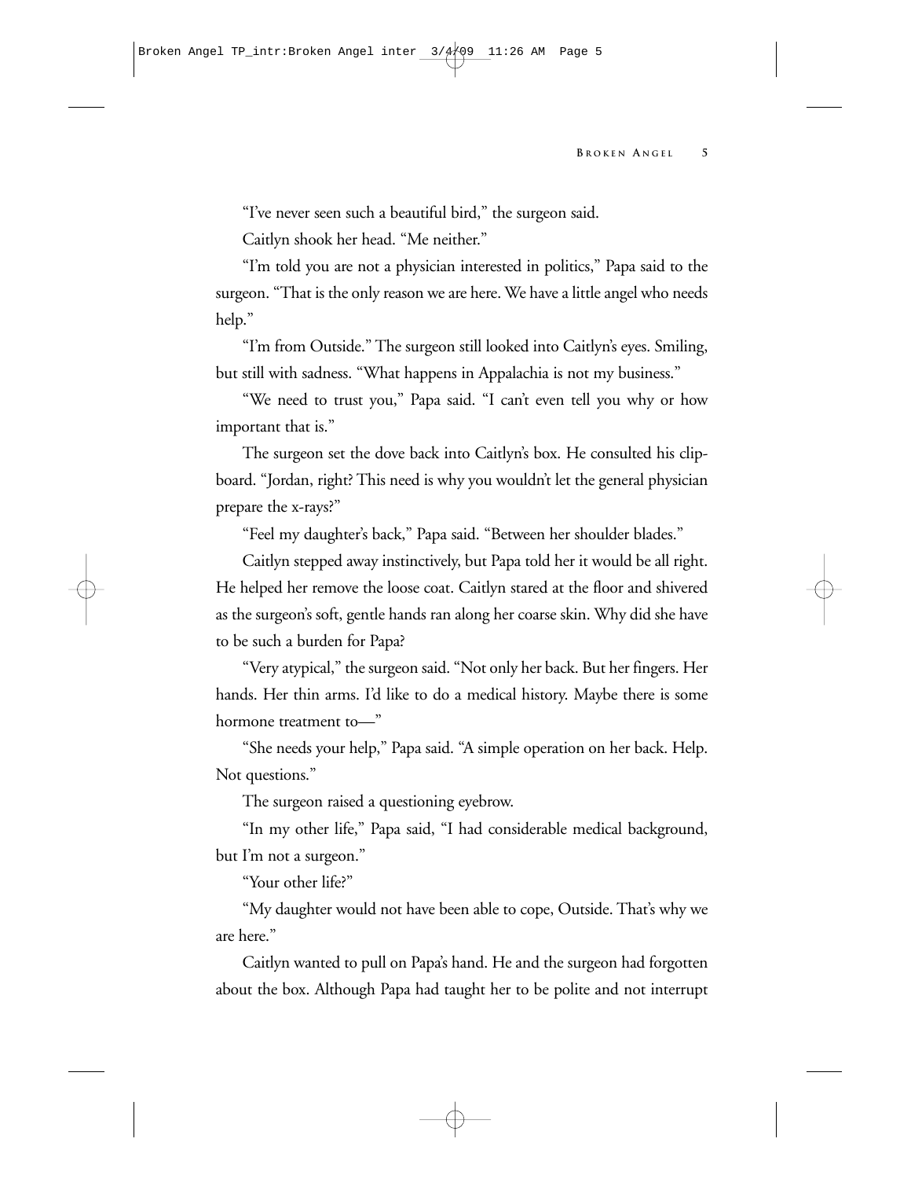"I've never seen such a beautiful bird," the surgeon said.

Caitlyn shook her head. "Me neither."

"I'm told you are not a physician interested in politics," Papa said to the surgeon. "That is the only reason we are here. We have a little angel who needs help."

"I'm from Outside." The surgeon still looked into Caitlyn's eyes. Smiling, but still with sadness. "What happens in Appalachia is not my business."

"We need to trust you," Papa said. "I can't even tell you why or how important that is."

The surgeon set the dove back into Caitlyn's box. He consulted his clipboard. "Jordan, right? This need is why you wouldn't let the general physician prepare the x-rays?"

"Feel my daughter's back," Papa said. "Between her shoulder blades."

Caitlyn stepped away instinctively, but Papa told her it would be all right. He helped her remove the loose coat. Caitlyn stared at the floor and shivered as the surgeon's soft, gentle hands ran along her coarse skin. Why did she have to be such a burden for Papa?

"Very atypical," the surgeon said. "Not only her back. But her fingers. Her hands. Her thin arms. I'd like to do a medical history. Maybe there is some hormone treatment to—"

"She needs your help," Papa said. "A simple operation on her back. Help. Not questions."

The surgeon raised a questioning eyebrow.

"In my other life," Papa said, "I had considerable medical background, but I'm not a surgeon."

"Your other life?"

"My daughter would not have been able to cope, Outside. That's why we are here."

Caitlyn wanted to pull on Papa's hand. He and the surgeon had forgotten about the box. Although Papa had taught her to be polite and not interrupt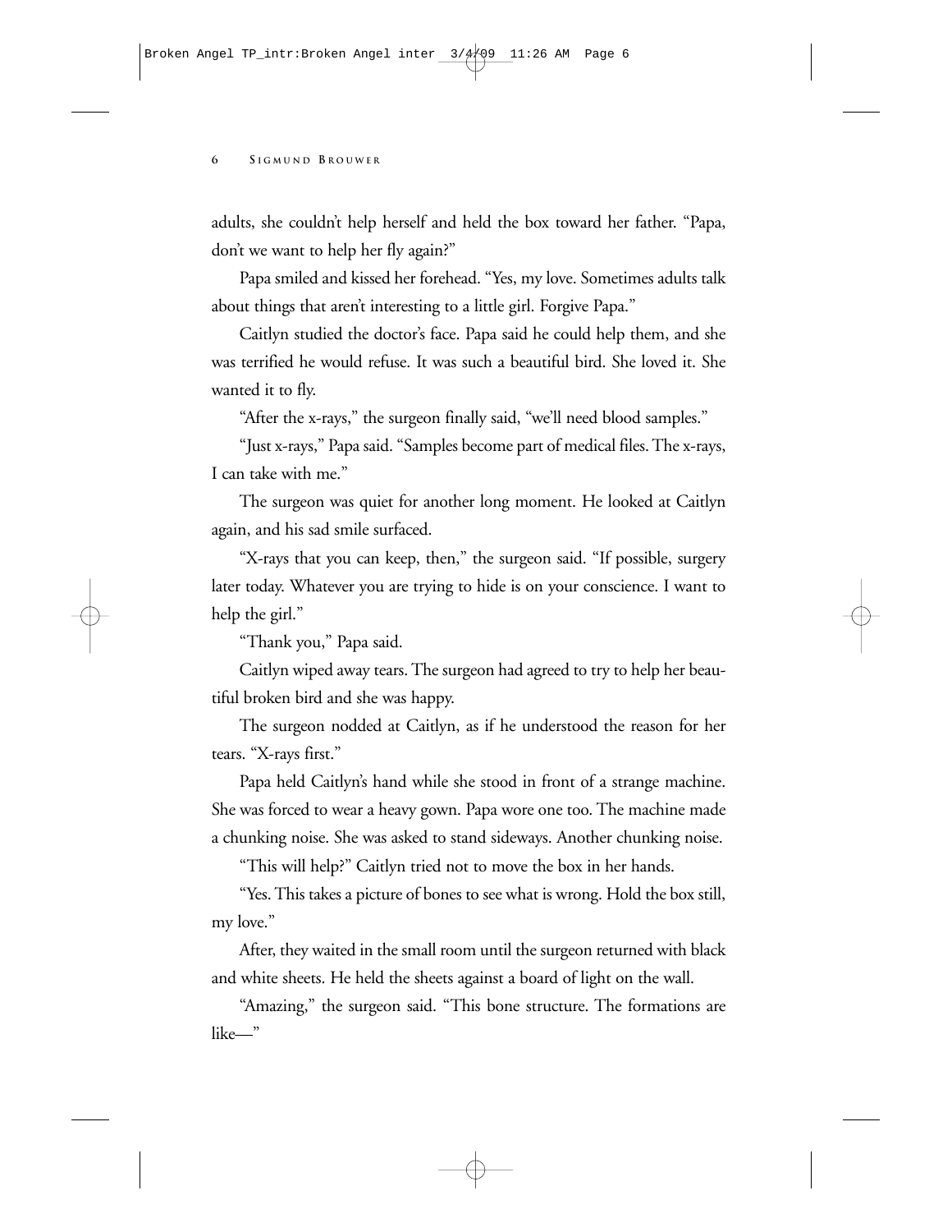adults, she couldn't help herself and held the box toward her father. "Papa, don't we want to help her fly again?"

Papa smiled and kissed her forehead. "Yes, my love. Sometimes adults talk about things that aren't interesting to a little girl. Forgive Papa."

Caitlyn studied the doctor's face. Papa said he could help them, and she was terrified he would refuse. It was such a beautiful bird. She loved it. She wanted it to fly.

"After the x-rays," the surgeon finally said, "we'll need blood samples."

"Just x-rays," Papa said. "Samples become part of medical files. The x-rays, I can take with me."

The surgeon was quiet for another long moment. He looked at Caitlyn again, and his sad smile surfaced.

"X-rays that you can keep, then," the surgeon said. "If possible, surgery later today. Whatever you are trying to hide is on your conscience. I want to help the girl."

"Thank you," Papa said.

Caitlyn wiped away tears. The surgeon had agreed to try to help her beautiful broken bird and she was happy.

The surgeon nodded at Caitlyn, as if he understood the reason for her tears. "X-rays first."

Papa held Caitlyn's hand while she stood in front of a strange machine. She was forced to wear a heavy gown. Papa wore one too. The machine made a chunking noise. She was asked to stand sideways. Another chunking noise.

"This will help?" Caitlyn tried not to move the box in her hands.

"Yes. This takes a picture of bones to see what is wrong. Hold the box still, my love."

After, they waited in the small room until the surgeon returned with black and white sheets. He held the sheets against a board of light on the wall.

"Amazing," the surgeon said. "This bone structure. The formations are like—"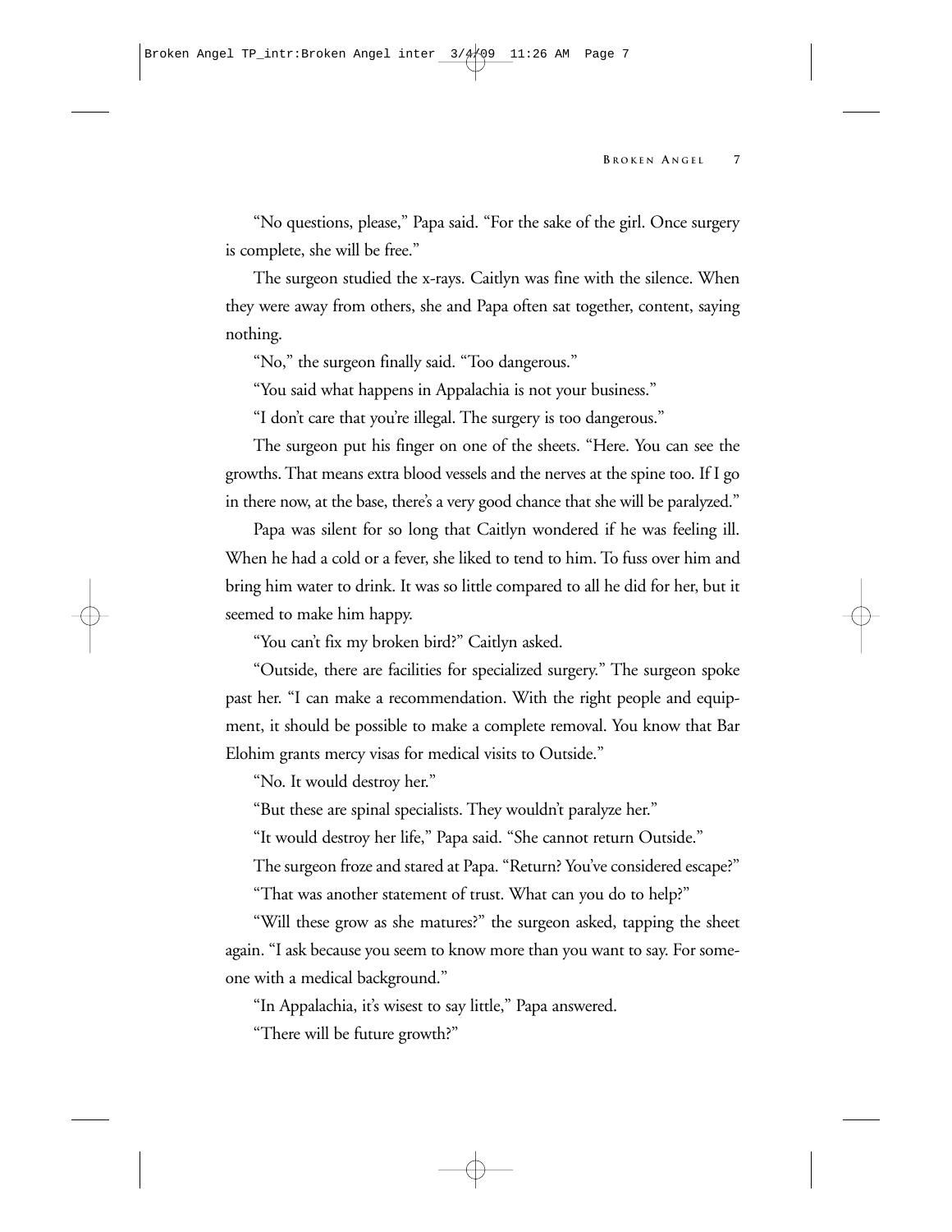"No questions, please," Papa said. "For the sake of the girl. Once surgery is complete, she will be free."

The surgeon studied the x-rays. Caitlyn was fine with the silence. When they were away from others, she and Papa often sat together, content, saying nothing.

"No," the surgeon finally said. "Too dangerous."

"You said what happens in Appalachia is not your business."

"I don't care that you're illegal. The surgery is too dangerous."

The surgeon put his finger on one of the sheets. "Here. You can see the growths. That means extra blood vessels and the nerves at the spine too. If I go in there now, at the base, there's a very good chance that she will be paralyzed."

Papa was silent for so long that Caitlyn wondered if he was feeling ill. When he had a cold or a fever, she liked to tend to him. To fuss over him and bring him water to drink. It was so little compared to all he did for her, but it seemed to make him happy.

"You can't fix my broken bird?" Caitlyn asked.

"Outside, there are facilities for specialized surgery." The surgeon spoke past her. "I can make a recommendation. With the right people and equipment, it should be possible to make a complete removal. You know that Bar Elohim grants mercy visas for medical visits to Outside."

"No. It would destroy her."

"But these are spinal specialists. They wouldn't paralyze her."

"It would destroy her life," Papa said. "She cannot return Outside."

The surgeon froze and stared at Papa. "Return? You've considered escape?"

"That was another statement of trust. What can you do to help?"

"Will these grow as she matures?" the surgeon asked, tapping the sheet again. "I ask because you seem to know more than you want to say. For someone with a medical background."

"In Appalachia, it's wisest to say little," Papa answered.

"There will be future growth?"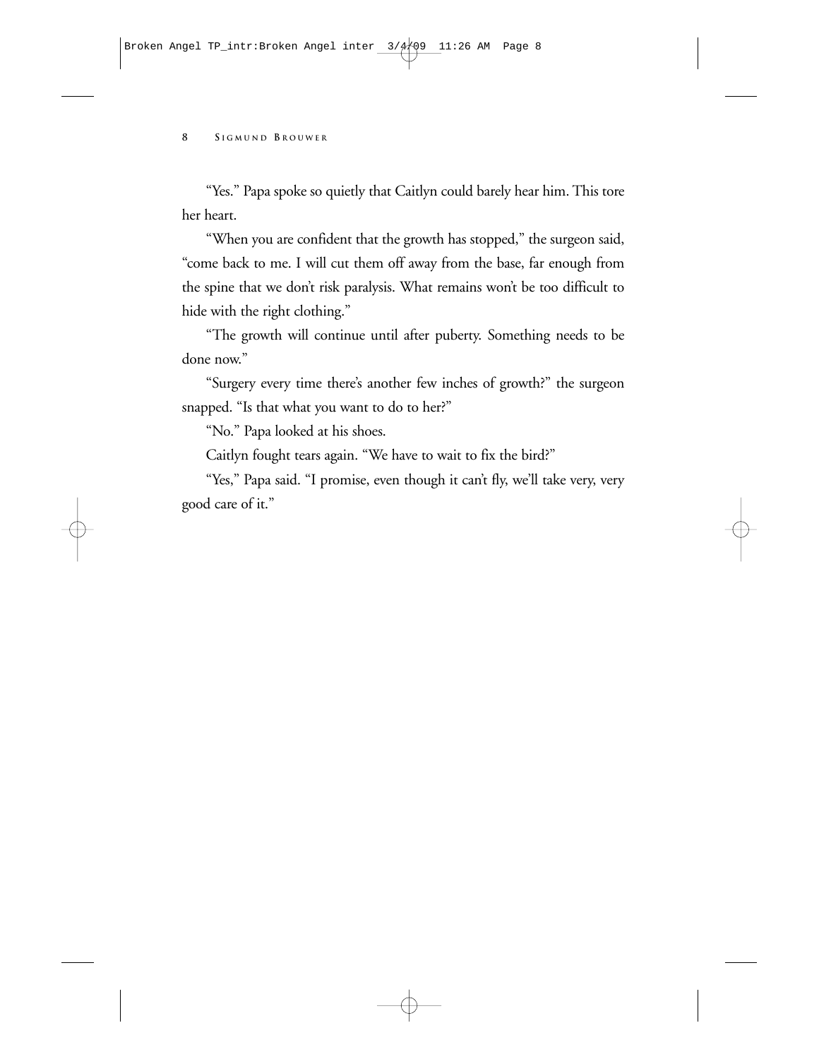"Yes." Papa spoke so quietly that Caitlyn could barely hear him. This tore her heart.

"When you are confident that the growth has stopped," the surgeon said, "come back to me. I will cut them off away from the base, far enough from the spine that we don't risk paralysis. What remains won't be too difficult to hide with the right clothing."

"The growth will continue until after puberty. Something needs to be done now."

"Surgery every time there's another few inches of growth?" the surgeon snapped. "Is that what you want to do to her?"

"No." Papa looked at his shoes.

Caitlyn fought tears again. "We have to wait to fix the bird?"

"Yes," Papa said. "I promise, even though it can't fly, we'll take very, very good care of it."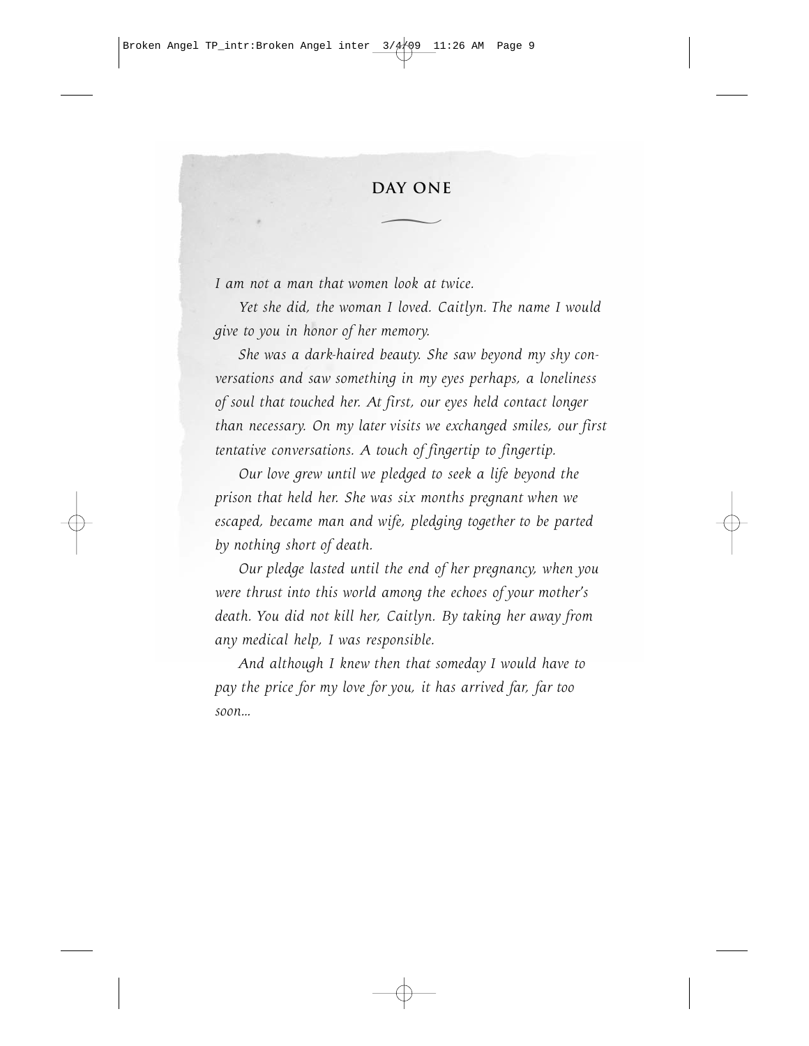## DAY ONE

*I am not a man that women look at twice.*

*Yet she did, the woman I loved. Caitlyn. The name I would give to you in honor of her memory.*

*She was a dark-haired beauty. She saw beyond my shy conversations and saw something in my eyes perhaps, a loneliness of soul that touched her. At first, our eyes held contact longer than necessary. On my later visits we exchanged smiles, our first tentative conversations. A touch of fingertip to fingertip.*

*Our love grew until we pledged to seek a life beyond the prison that held her. She was six months pregnant when we escaped, became man and wife, pledging together to be parted by nothing short of death.*

*Our pledge lasted until the end of her pregnancy, when you were thrust into this world among the echoes of your mother's death. You did not kill her, Caitlyn. By taking her away from any medical help, I was responsible.*

*And although I knew then that someday I would have to pay the price for my love for you, it has arrived far, far too soon...*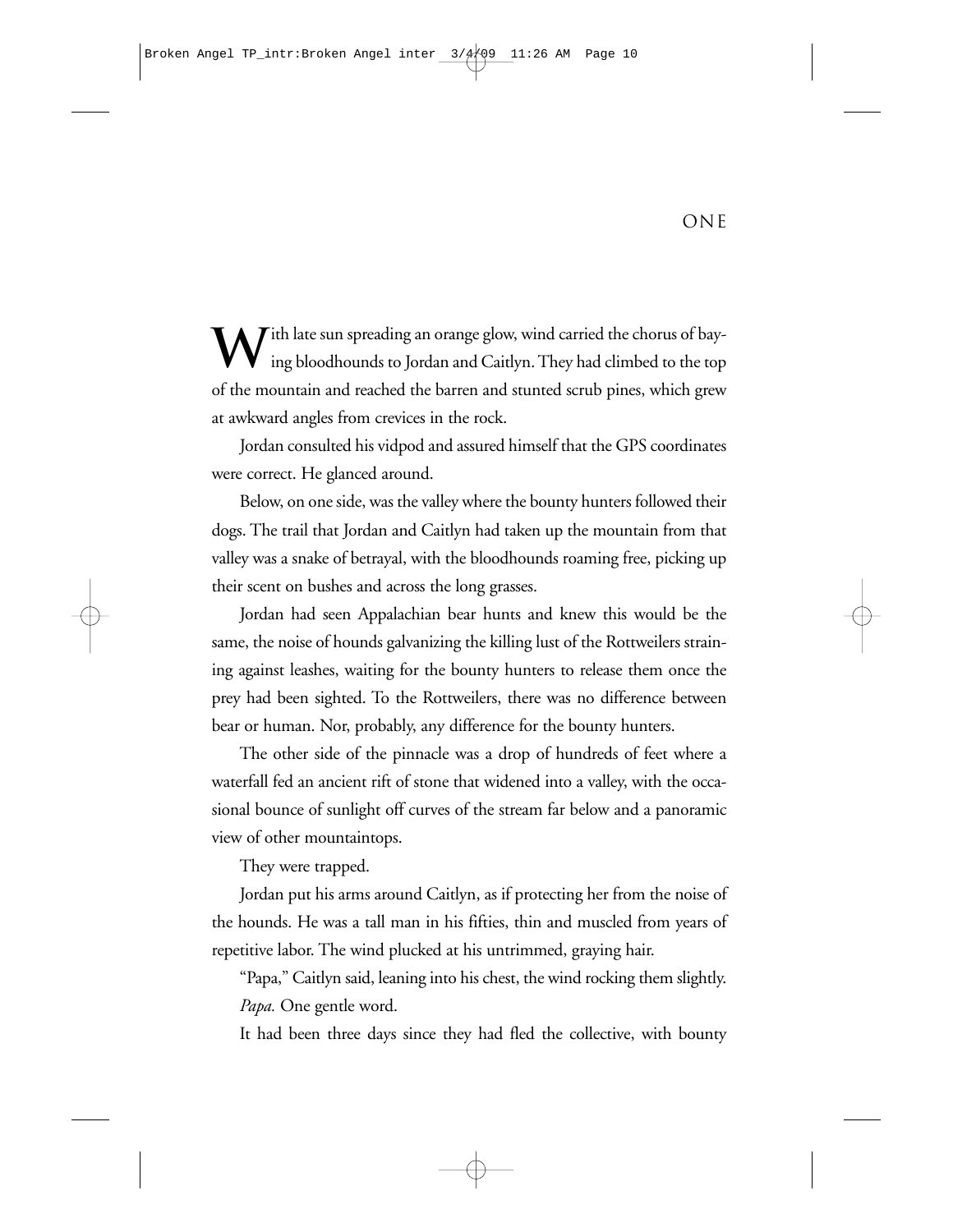# ONE

With late sun spreading an orange glow, wind carried the chorus of baying bloodhounds to Jordan and Caitlyn. They had climbed to the top of the mountain and reached the barren and stunted scrub pines, which grew at awkward angles from crevices in the rock.

Jordan consulted his vidpod and assured himself that the GPS coordinates were correct. He glanced around.

Below, on one side, was the valley where the bounty hunters followed their dogs. The trail that Jordan and Caitlyn had taken up the mountain from that valley was a snake of betrayal, with the bloodhounds roaming free, picking up their scent on bushes and across the long grasses.

Jordan had seen Appalachian bear hunts and knew this would be the same, the noise of hounds galvanizing the killing lust of the Rottweilers straining against leashes, waiting for the bounty hunters to release them once the prey had been sighted. To the Rottweilers, there was no difference between bear or human. Nor, probably, any difference for the bounty hunters.

The other side of the pinnacle was a drop of hundreds of feet where a waterfall fed an ancient rift of stone that widened into a valley, with the occasional bounce of sunlight off curves of the stream far below and a panoramic view of other mountaintops.

They were trapped.

Jordan put his arms around Caitlyn, as if protecting her from the noise of the hounds. He was a tall man in his fifties, thin and muscled from years of repetitive labor. The wind plucked at his untrimmed, graying hair.

"Papa," Caitlyn said, leaning into his chest, the wind rocking them slightly.

*Papa.* One gentle word.

It had been three days since they had fled the collective, with bounty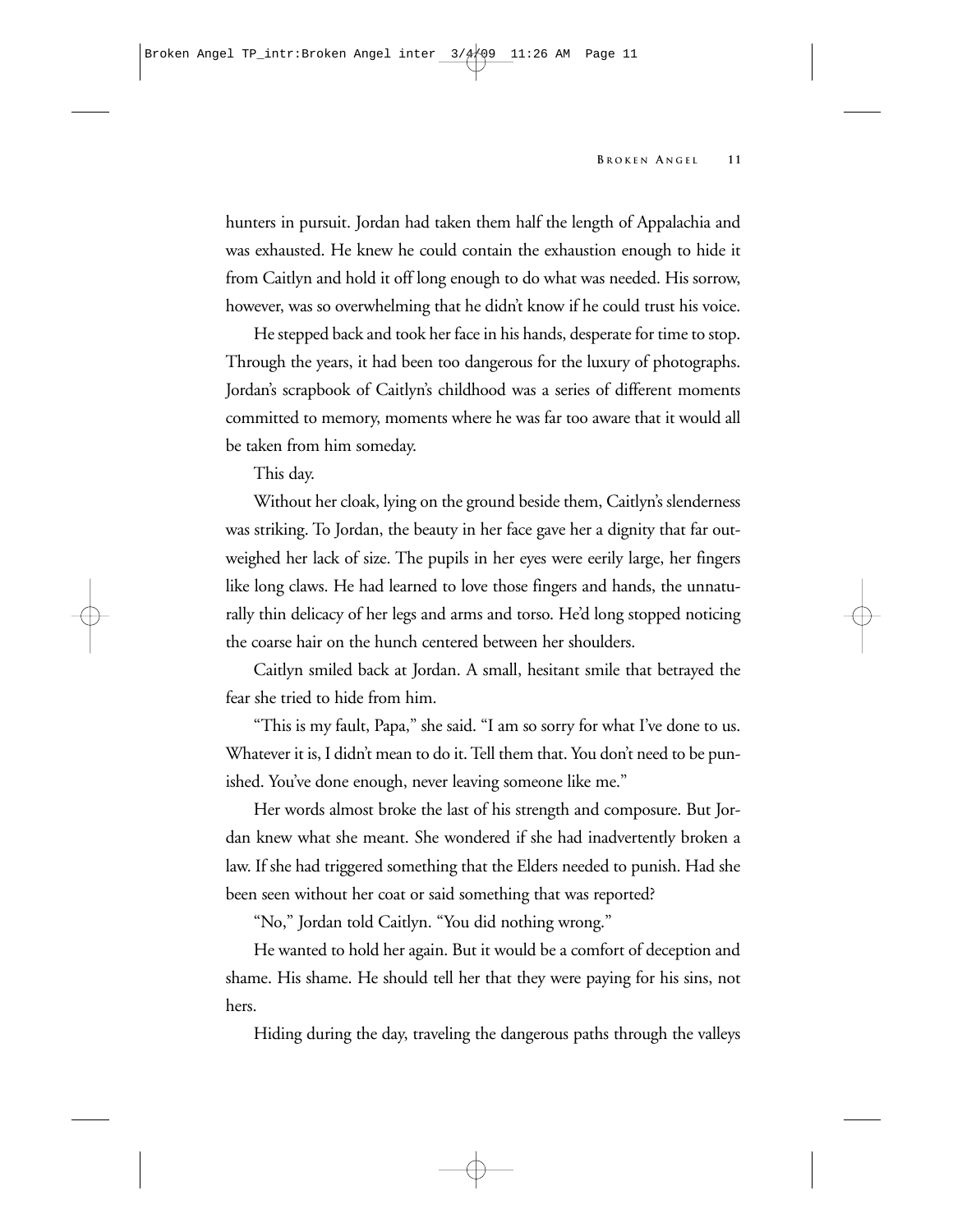hunters in pursuit. Jordan had taken them half the length of Appalachia and was exhausted. He knew he could contain the exhaustion enough to hide it from Caitlyn and hold it off long enough to do what was needed. His sorrow, however, was so overwhelming that he didn't know if he could trust his voice.

He stepped back and took her face in his hands, desperate for time to stop. Through the years, it had been too dangerous for the luxury of photographs. Jordan's scrapbook of Caitlyn's childhood was a series of different moments committed to memory, moments where he was far too aware that it would all be taken from him someday.

This day.

Without her cloak, lying on the ground beside them, Caitlyn's slenderness was striking. To Jordan, the beauty in her face gave her a dignity that far outweighed her lack of size. The pupils in her eyes were eerily large, her fingers like long claws. He had learned to love those fingers and hands, the unnaturally thin delicacy of her legs and arms and torso. He'd long stopped noticing the coarse hair on the hunch centered between her shoulders.

Caitlyn smiled back at Jordan. A small, hesitant smile that betrayed the fear she tried to hide from him.

"This is my fault, Papa," she said. "I am so sorry for what I've done to us. Whatever it is, I didn't mean to do it. Tell them that. You don't need to be punished. You've done enough, never leaving someone like me."

Her words almost broke the last of his strength and composure. But Jordan knew what she meant. She wondered if she had inadvertently broken a law. If she had triggered something that the Elders needed to punish. Had she been seen without her coat or said something that was reported?

"No," Jordan told Caitlyn. "You did nothing wrong."

He wanted to hold her again. But it would be a comfort of deception and shame. His shame. He should tell her that they were paying for his sins, not hers.

Hiding during the day, traveling the dangerous paths through the valleys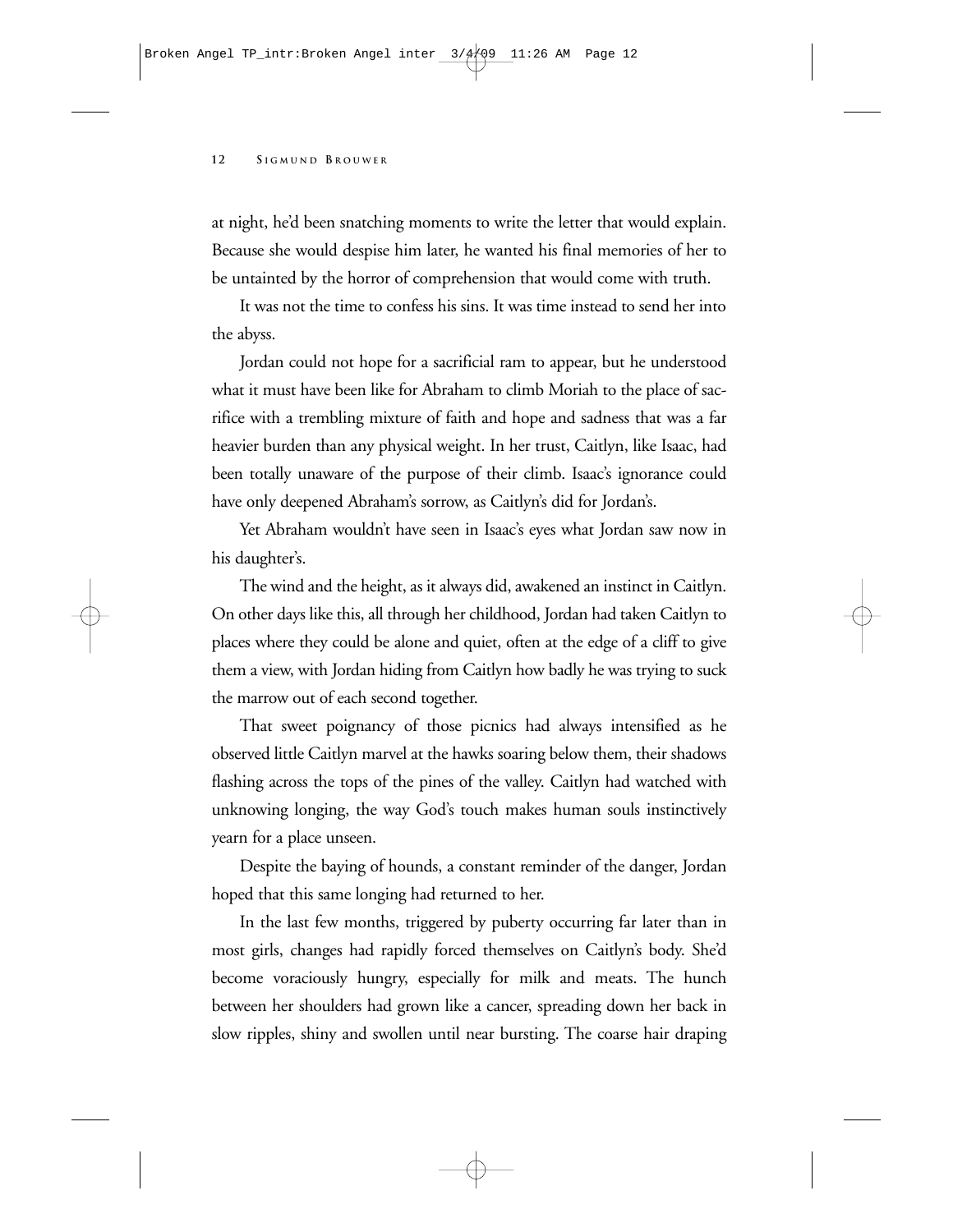at night, he'd been snatching moments to write the letter that would explain. Because she would despise him later, he wanted his final memories of her to be untainted by the horror of comprehension that would come with truth.

It was not the time to confess his sins. It was time instead to send her into the abyss.

Jordan could not hope for a sacrificial ram to appear, but he understood what it must have been like for Abraham to climb Moriah to the place of sacrifice with a trembling mixture of faith and hope and sadness that was a far heavier burden than any physical weight. In her trust, Caitlyn, like Isaac, had been totally unaware of the purpose of their climb. Isaac's ignorance could have only deepened Abraham's sorrow, as Caitlyn's did for Jordan's.

Yet Abraham wouldn't have seen in Isaac's eyes what Jordan saw now in his daughter's.

The wind and the height, as it always did, awakened an instinct in Caitlyn. On other days like this, all through her childhood, Jordan had taken Caitlyn to places where they could be alone and quiet, often at the edge of a cliff to give them a view, with Jordan hiding from Caitlyn how badly he was trying to suck the marrow out of each second together.

That sweet poignancy of those picnics had always intensified as he observed little Caitlyn marvel at the hawks soaring below them, their shadows flashing across the tops of the pines of the valley. Caitlyn had watched with unknowing longing, the way God's touch makes human souls instinctively yearn for a place unseen.

Despite the baying of hounds, a constant reminder of the danger, Jordan hoped that this same longing had returned to her.

In the last few months, triggered by puberty occurring far later than in most girls, changes had rapidly forced themselves on Caitlyn's body. She'd become voraciously hungry, especially for milk and meats. The hunch between her shoulders had grown like a cancer, spreading down her back in slow ripples, shiny and swollen until near bursting. The coarse hair draping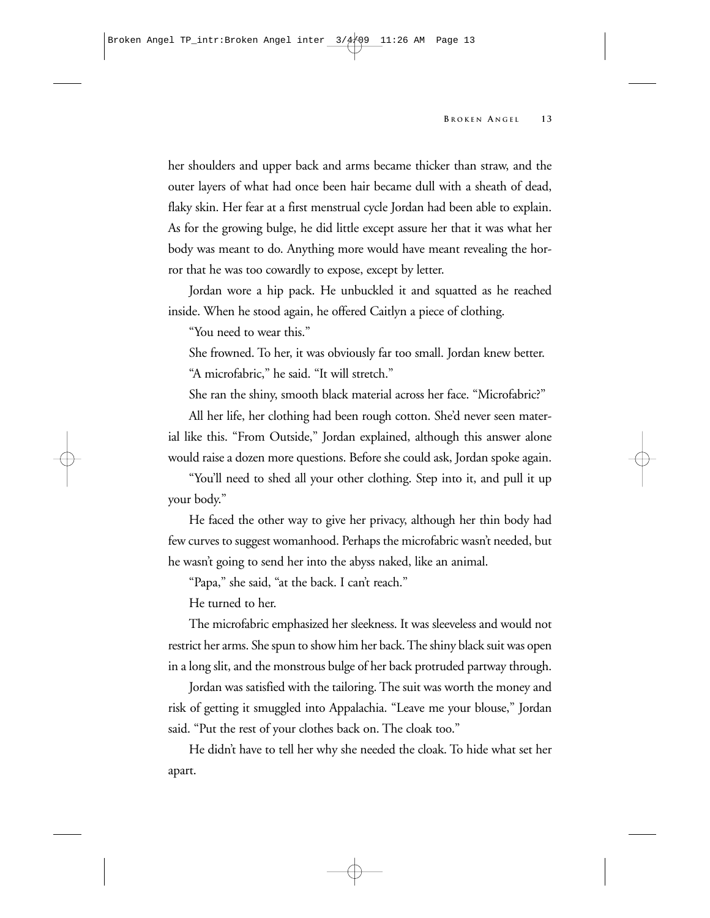her shoulders and upper back and arms became thicker than straw, and the outer layers of what had once been hair became dull with a sheath of dead, flaky skin. Her fear at a first menstrual cycle Jordan had been able to explain. As for the growing bulge, he did little except assure her that it was what her body was meant to do. Anything more would have meant revealing the horror that he was too cowardly to expose, except by letter.

Jordan wore a hip pack. He unbuckled it and squatted as he reached inside. When he stood again, he offered Caitlyn a piece of clothing.

"You need to wear this."

She frowned. To her, it was obviously far too small. Jordan knew better.

"A microfabric," he said. "It will stretch."

She ran the shiny, smooth black material across her face. "Microfabric?"

All her life, her clothing had been rough cotton. She'd never seen material like this. "From Outside," Jordan explained, although this answer alone would raise a dozen more questions. Before she could ask, Jordan spoke again.

"You'll need to shed all your other clothing. Step into it, and pull it up your body."

He faced the other way to give her privacy, although her thin body had few curves to suggest womanhood. Perhaps the microfabric wasn't needed, but he wasn't going to send her into the abyss naked, like an animal.

"Papa," she said, "at the back. I can't reach."

He turned to her.

The microfabric emphasized her sleekness. It was sleeveless and would not restrict her arms. She spun to show him her back. The shiny black suit was open in a long slit, and the monstrous bulge of her back protruded partway through.

Jordan was satisfied with the tailoring. The suit was worth the money and risk of getting it smuggled into Appalachia. "Leave me your blouse," Jordan said. "Put the rest of your clothes back on. The cloak too."

He didn't have to tell her why she needed the cloak. To hide what set her apart.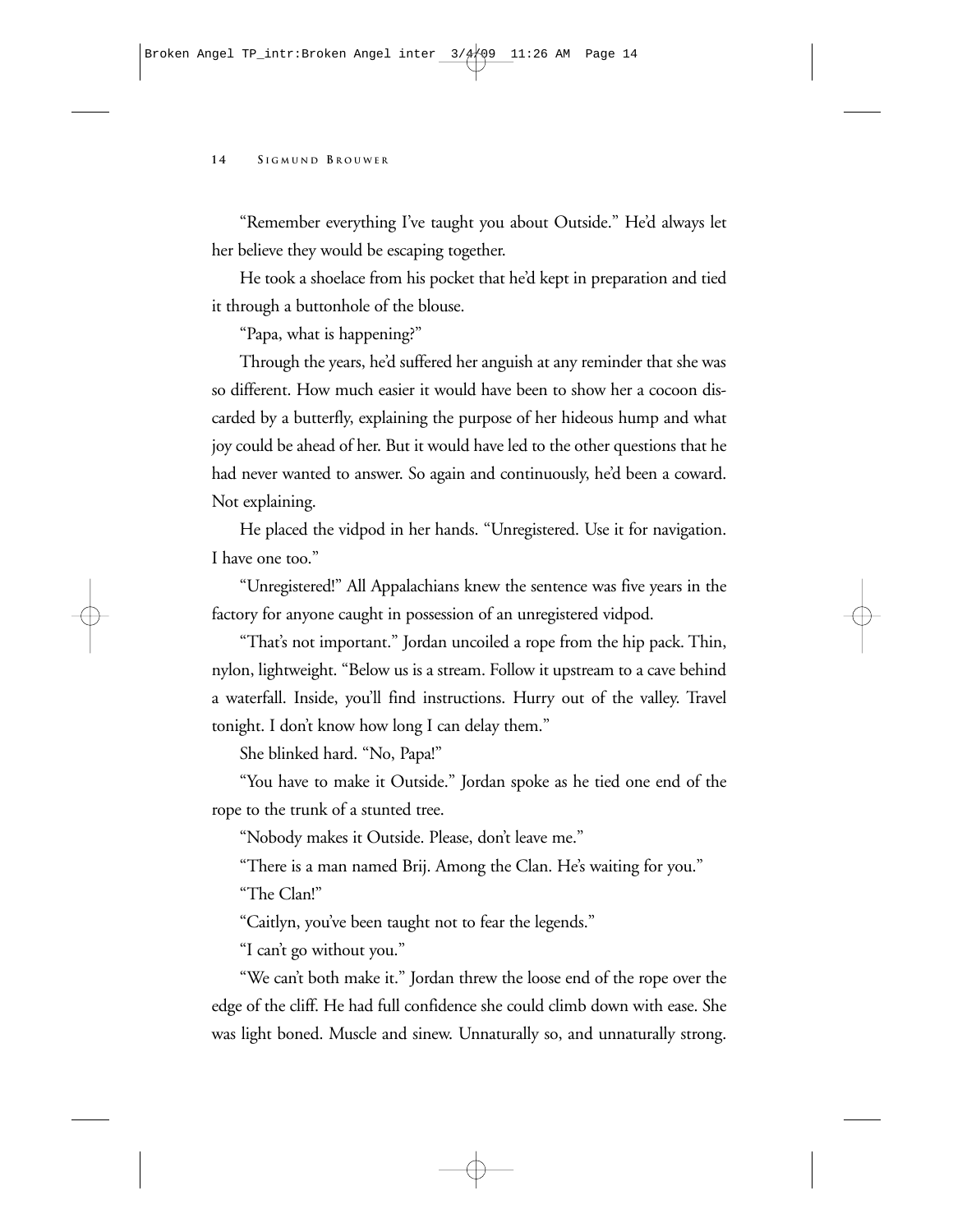"Remember everything I've taught you about Outside." He'd always let her believe they would be escaping together.

He took a shoelace from his pocket that he'd kept in preparation and tied it through a buttonhole of the blouse.

"Papa, what is happening?"

Through the years, he'd suffered her anguish at any reminder that she was so different. How much easier it would have been to show her a cocoon discarded by a butterfly, explaining the purpose of her hideous hump and what joy could be ahead of her. But it would have led to the other questions that he had never wanted to answer. So again and continuously, he'd been a coward. Not explaining.

He placed the vidpod in her hands. "Unregistered. Use it for navigation. I have one too."

"Unregistered!" All Appalachians knew the sentence was five years in the factory for anyone caught in possession of an unregistered vidpod.

"That's not important." Jordan uncoiled a rope from the hip pack. Thin, nylon, lightweight. "Below us is a stream. Follow it upstream to a cave behind a waterfall. Inside, you'll find instructions. Hurry out of the valley. Travel tonight. I don't know how long I can delay them."

She blinked hard. "No, Papa!"

"You have to make it Outside." Jordan spoke as he tied one end of the rope to the trunk of a stunted tree.

"Nobody makes it Outside. Please, don't leave me."

"There is a man named Brij. Among the Clan. He's waiting for you."

"The Clan!"

"Caitlyn, you've been taught not to fear the legends."

"I can't go without you."

"We can't both make it." Jordan threw the loose end of the rope over the edge of the cliff. He had full confidence she could climb down with ease. She was light boned. Muscle and sinew. Unnaturally so, and unnaturally strong.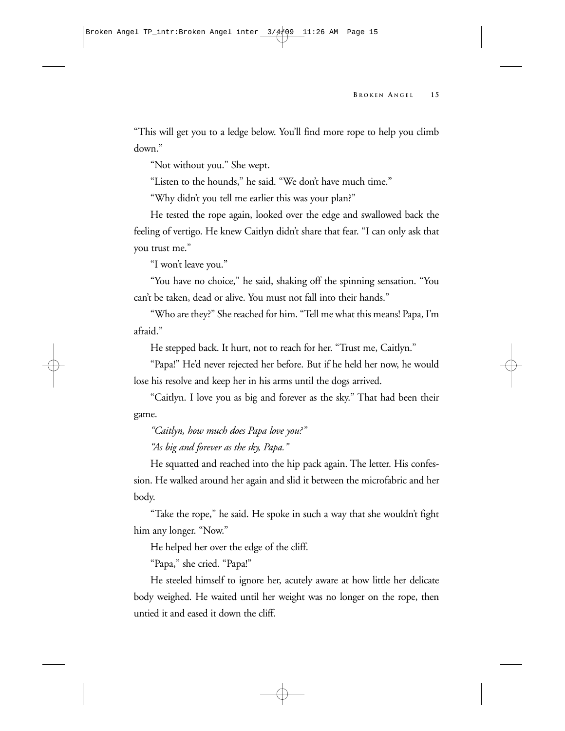"This will get you to a ledge below. You'll find more rope to help you climb down."

"Not without you." She wept.

"Listen to the hounds," he said. "We don't have much time."

"Why didn't you tell me earlier this was your plan?"

He tested the rope again, looked over the edge and swallowed back the feeling of vertigo. He knew Caitlyn didn't share that fear. "I can only ask that you trust me."

"I won't leave you."

"You have no choice," he said, shaking off the spinning sensation. "You can't be taken, dead or alive. You must not fall into their hands."

"Who are they?" She reached for him. "Tell me what this means! Papa, I'm afraid."

He stepped back. It hurt, not to reach for her. "Trust me, Caitlyn."

"Papa!" He'd never rejected her before. But if he held her now, he would lose his resolve and keep her in his arms until the dogs arrived.

"Caitlyn. I love you as big and forever as the sky." That had been their game.

*"Caitlyn, how much does Papa love you?"*

*"As big and forever as the sky, Papa."*

He squatted and reached into the hip pack again. The letter. His confession. He walked around her again and slid it between the microfabric and her body.

"Take the rope," he said. He spoke in such a way that she wouldn't fight him any longer. "Now."

He helped her over the edge of the cliff.

"Papa," she cried. "Papa!"

He steeled himself to ignore her, acutely aware at how little her delicate body weighed. He waited until her weight was no longer on the rope, then untied it and eased it down the cliff.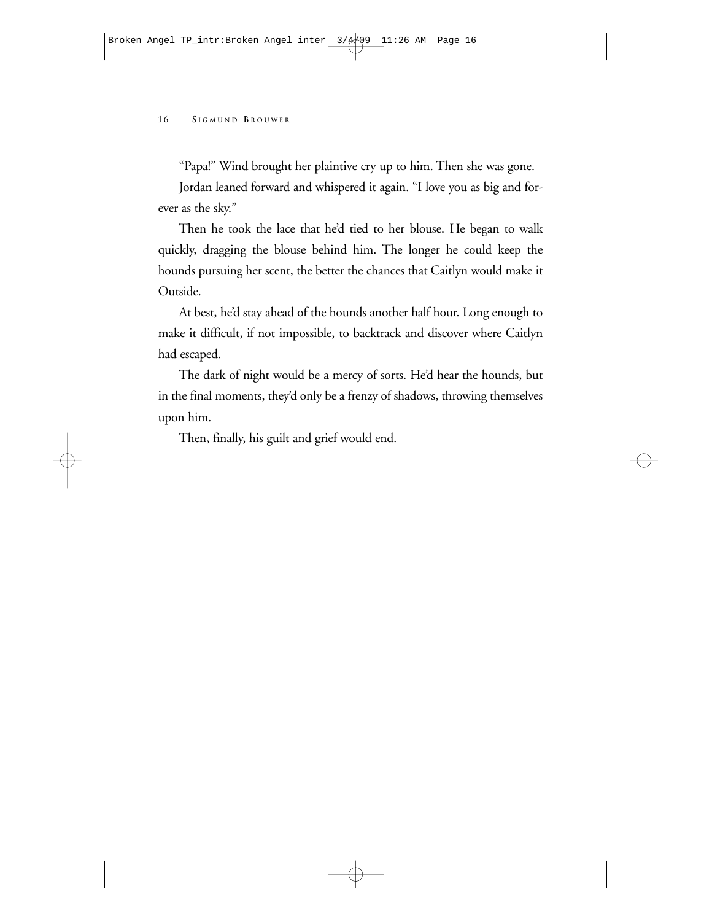"Papa!" Wind brought her plaintive cry up to him. Then she was gone.

Jordan leaned forward and whispered it again. "I love you as big and forever as the sky."

Then he took the lace that he'd tied to her blouse. He began to walk quickly, dragging the blouse behind him. The longer he could keep the hounds pursuing her scent, the better the chances that Caitlyn would make it Outside.

At best, he'd stay ahead of the hounds another half hour. Long enough to make it difficult, if not impossible, to backtrack and discover where Caitlyn had escaped.

The dark of night would be a mercy of sorts. He'd hear the hounds, but in the final moments, they'd only be a frenzy of shadows, throwing themselves upon him.

Then, finally, his guilt and grief would end.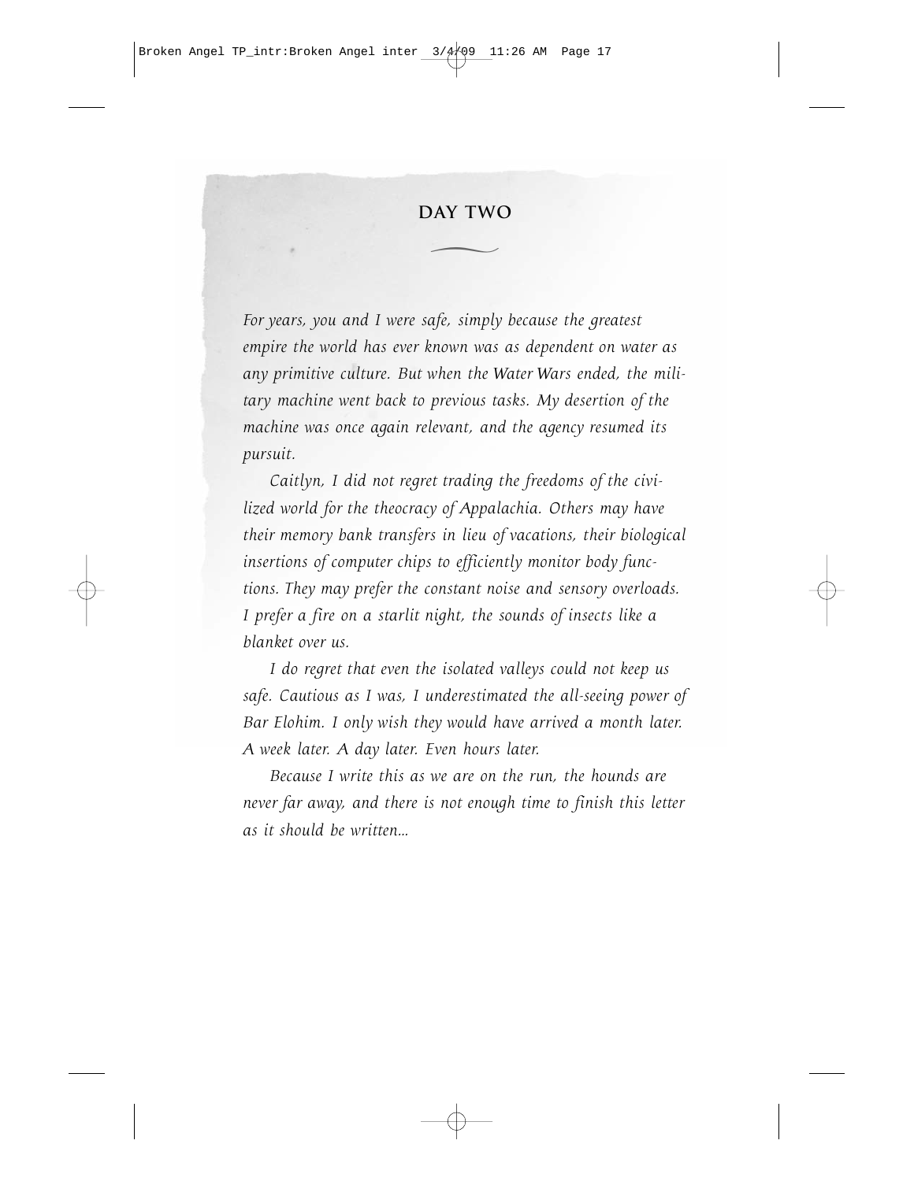## DAY TWO

*For years, you and I were safe, simply because the greatest empire the world has ever known was as dependent on water as any primitive culture. But when the Water Wars ended, the military machine went back to previous tasks. My desertion of the machine was once again relevant, and the agency resumed its pursuit.*

*Caitlyn, I did not regret trading the freedoms of the civilized world for the theocracy of Appalachia. Others may have their memory bank transfers in lieu of vacations, their biological insertions of computer chips to efficiently monitor body functions. They may prefer the constant noise and sensory overloads. I prefer a fire on a starlit night, the sounds of insects like a blanket over us.*

*I do regret that even the isolated valleys could not keep us safe. Cautious as I was, I underestimated the all-seeing power of Bar Elohim. I only wish they would have arrived a month later. A week later. A day later. Even hours later.*

*Because I write this as we are on the run, the hounds are never far away, and there is not enough time to finish this letter as it should be written...*